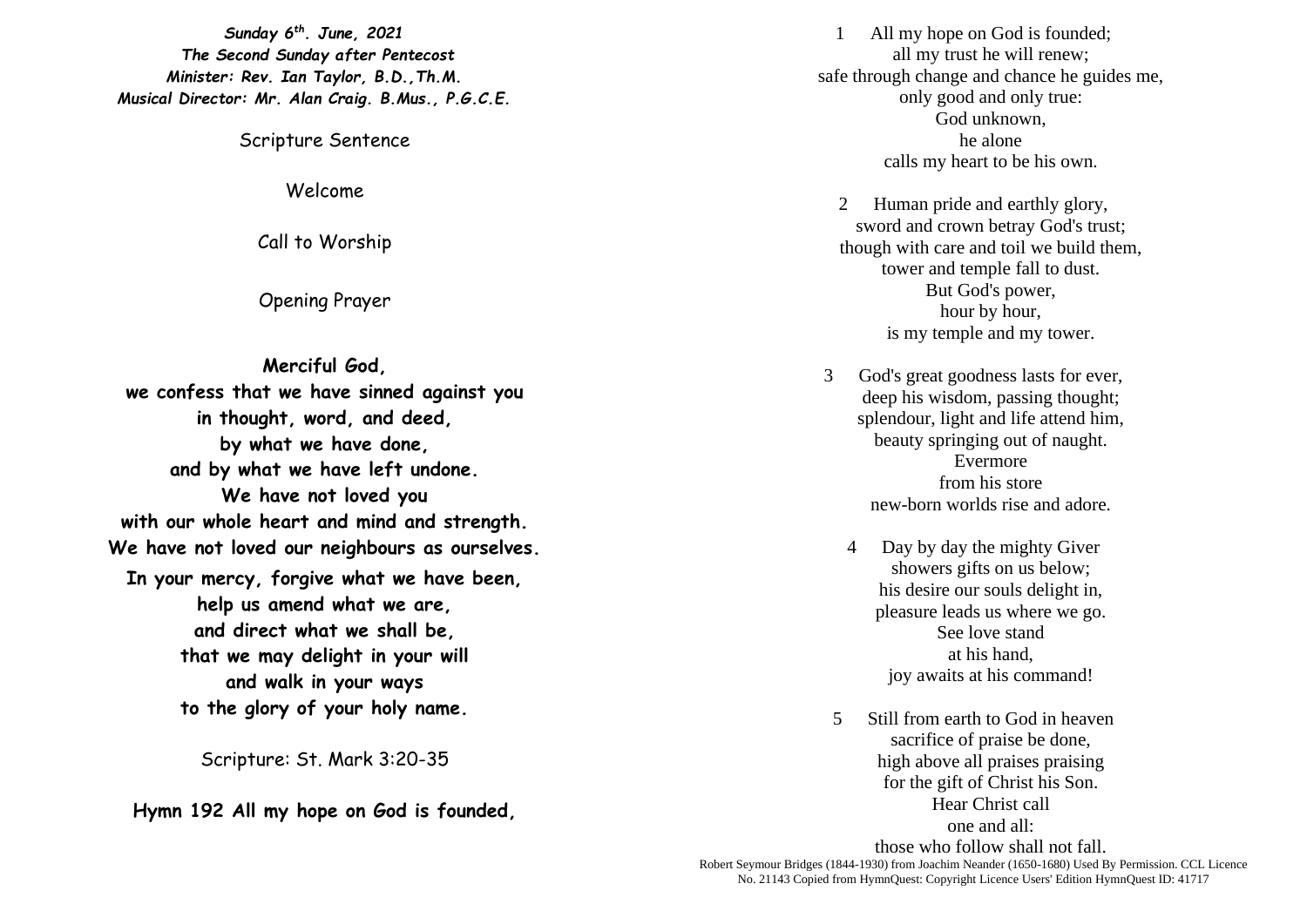***Sunday 6th. June, 2021***
***The Second Sunday after Pentecost***
***Minister: Rev. Ian Taylor, B.D.,Th.M.***
***Musical Director: Mr. Alan Craig. B.Mus., P.G.C.E.***

Scripture Sentence

Welcome

Call to Worship

Opening Prayer

**Merciful God,**
**we confess that we have sinned against you**
**in thought, word, and deed,**
**by what we have done,**
**and by what we have left undone.**
**We have not loved you**
**with our whole heart and mind and strength.**
**We have not loved our neighbours as ourselves.**
**In your mercy, forgive what we have been,**
**help us amend what we are,**
**and direct what we shall be,**
**that we may delight in your will**
**and walk in your ways**
**to the glory of your holy name.**

Scripture: St. Mark 3:20-35

**Hymn 192 All my hope on God is founded,**

1 All my hope on God is founded;
all my trust he will renew;
safe through change and chance he guides me,
only good and only true:
God unknown,
he alone
calls my heart to be his own.

2 Human pride and earthly glory,
sword and crown betray God's trust;
though with care and toil we build them,
tower and temple fall to dust.
But God's power,
hour by hour,
is my temple and my tower.

3 God's great goodness lasts for ever,
deep his wisdom, passing thought;
splendour, light and life attend him,
beauty springing out of naught.
Evermore
from his store
new-born worlds rise and adore.

4 Day by day the mighty Giver
showers gifts on us below;
his desire our souls delight in,
pleasure leads us where we go.
See love stand
at his hand,
joy awaits at his command!

5 Still from earth to God in heaven
sacrifice of praise be done,
high above all praises praising
for the gift of Christ his Son.
Hear Christ call
one and all:
those who follow shall not fall.

Robert Seymour Bridges (1844-1930) from Joachim Neander (1650-1680) Used By Permission. CCL Licence No. 21143 Copied from HymnQuest: Copyright Licence Users' Edition HymnQuest ID: 41717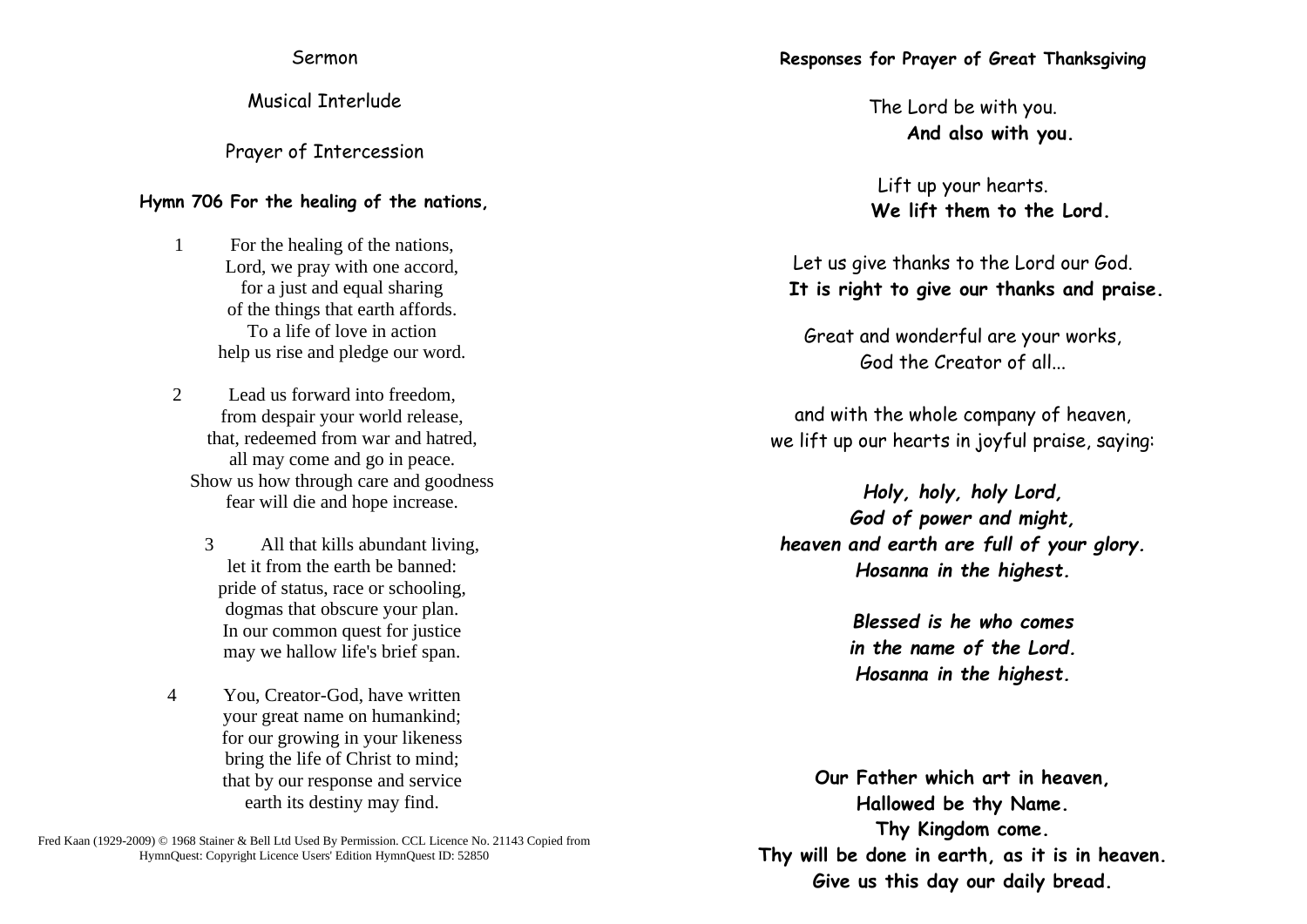Sermon

Musical Interlude

Prayer of Intercession

**Hymn 706 For the healing of the nations,**

1 For the healing of the nations,
Lord, we pray with one accord,
for a just and equal sharing
of the things that earth affords.
To a life of love in action
help us rise and pledge our word.

2 Lead us forward into freedom,
from despair your world release,
that, redeemed from war and hatred,
all may come and go in peace.
Show us how through care and goodness
fear will die and hope increase.

3 All that kills abundant living,
let it from the earth be banned:
pride of status, race or schooling,
dogmas that obscure your plan.
In our common quest for justice
may we hallow life's brief span.

4 You, Creator-God, have written
your great name on humankind;
for our growing in your likeness
bring the life of Christ to mind;
that by our response and service
earth its destiny may find.

Fred Kaan (1929-2009) © 1968 Stainer & Bell Ltd Used By Permission. CCL Licence No. 21143 Copied from HymnQuest: Copyright Licence Users' Edition HymnQuest ID: 52850

**Responses for Prayer of Great Thanksgiving**

The Lord be with you.
**And also with you.**

Lift up your hearts.
**We lift them to the Lord.**

Let us give thanks to the Lord our God.
**It is right to give our thanks and praise.**

Great and wonderful are your works,
God the Creator of all...

and with the whole company of heaven,
we lift up our hearts in joyful praise, saying:

***Holy, holy, holy Lord,***
***God of power and might,***
***heaven and earth are full of your glory.***
***Hosanna in the highest.***

***Blessed is he who comes***
***in the name of the Lord.***
***Hosanna in the highest.***

**Our Father which art in heaven,**
**Hallowed be thy Name.**
**Thy Kingdom come.**
**Thy will be done in earth, as it is in heaven.**
**Give us this day our daily bread.**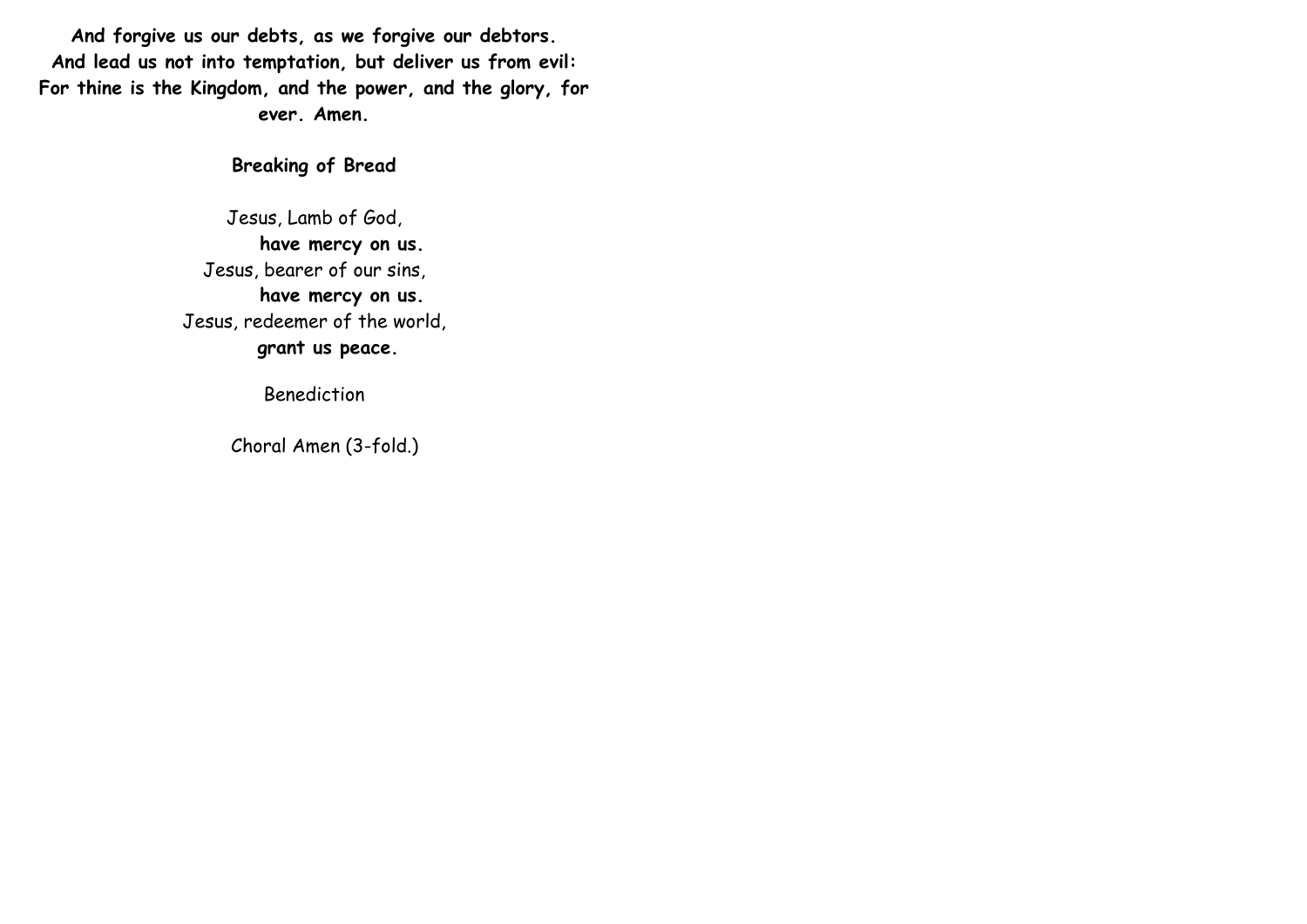**And forgive us our debts, as we forgive our debtors.**
**And lead us not into temptation, but deliver us from evil:**
**For thine is the Kingdom, and the power, and the glory, for ever. Amen.**

**Breaking of Bread**

Jesus, Lamb of God,
**have mercy on us.**
Jesus, bearer of our sins,
**have mercy on us.**
Jesus, redeemer of the world,
**grant us peace.**

Benediction

Choral Amen (3-fold.)